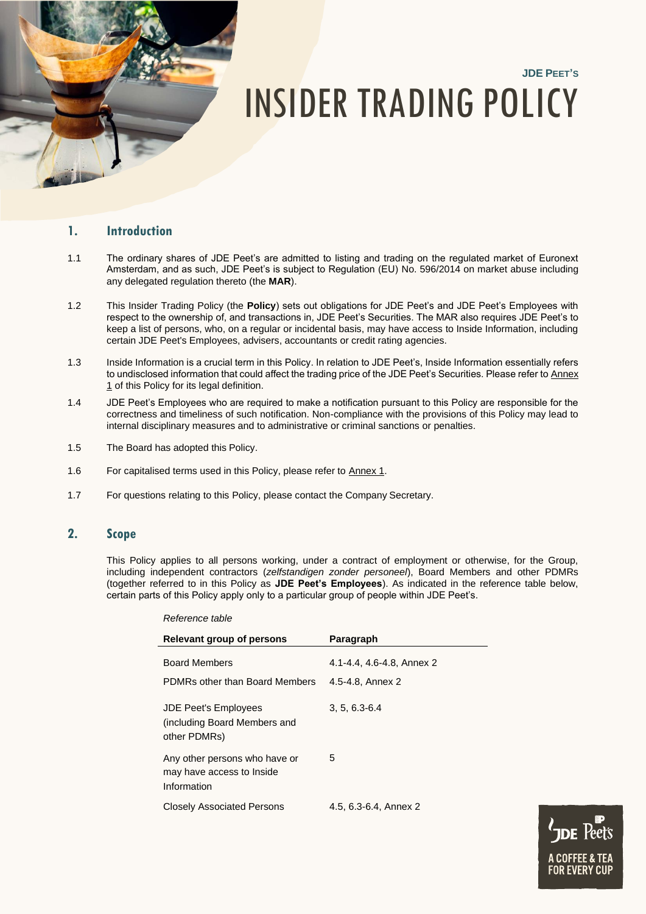JDE PEET'S

# INSIDER TRADING POLICY

## 1. Introduction

1.1 The ordinary shares of JDE Peet's are admitted to listing and trading on the regulated market of Euronext Amsterdam, and as such, JDE Peet's is subject to Regulation (EU) No. 596/2014 on market abuse including any delegated regulation thereto (the **MAR**).

1.2 This Insider Trading Policy (the **Policy**) sets out obligations for JDE Peet's and JDE Peet's Employees with respect to the ownership of, and transactions in, JDE Peet's Securities. The MAR also requires JDE Peet's to keep a list of persons, who, on a regular or incidental basis, may have access to Inside Information, including certain JDE Peet's Employees, advisers, accountants or credit rating agencies.

1.3 Inside Information is a crucial term in this Policy. In relation to JDE Peet's, Inside Information essentially refers to undisclosed information that could affect the trading price of the JDE Peet's Securities. Please refer to Annex 1 of this Policy for its legal definition.

1.4 JDE Peet's Employees who are required to make a notification pursuant to this Policy are responsible for the correctness and timeliness of such notification. Non-compliance with the provisions of this Policy may lead to internal disciplinary measures and to administrative or criminal sanctions or penalties.

1.5 The Board has adopted this Policy.

1.6 For capitalised terms used in this Policy, please refer to Annex 1.

1.7 For questions relating to this Policy, please contact the Company Secretary.

## 2. Scope

This Policy applies to all persons working, under a contract of employment or otherwise, for the Group, including independent contractors (*zelfstandigen zonder personeel*), Board Members and other PDMRs (together referred to in this Policy as **JDE Peet's Employees**). As indicated in the reference table below, certain parts of this Policy apply only to a particular group of people within JDE Peet's.

*Reference table*

| Relevant group of persons | Paragraph |
|---|---|
| Board Members | 4.1-4.4, 4.6-4.8, Annex 2 |
| PDMRs other than Board Members | 4.5-4.8, Annex 2 |
| JDE Peet's Employees (including Board Members and other PDMRs) | 3, 5, 6.3-6.4 |
| Any other persons who have or may have access to Inside Information | 5 |
| Closely Associated Persons | 4.5, 6.3-6.4, Annex 2 |

JDE Peet's
A COFFEE & TEA FOR EVERY CUP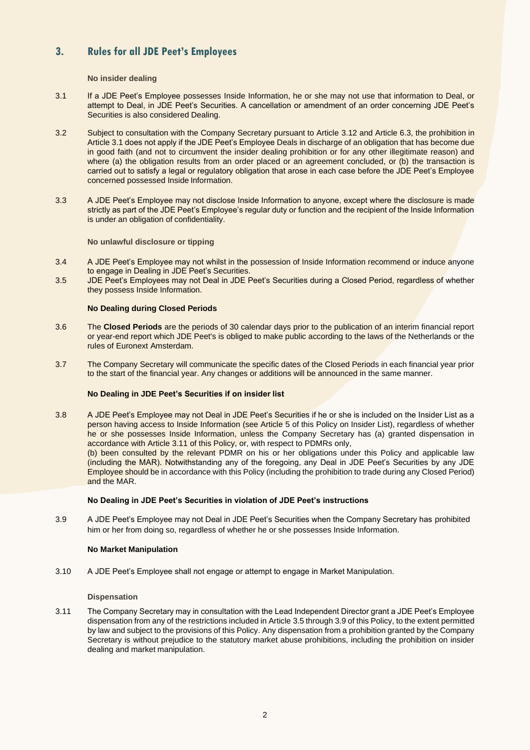## 3. Rules for all JDE Peet's Employees

**No insider dealing**

3.1 If a JDE Peet's Employee possesses Inside Information, he or she may not use that information to Deal, or attempt to Deal, in JDE Peet's Securities. A cancellation or amendment of an order concerning JDE Peet's Securities is also considered Dealing.

3.2 Subject to consultation with the Company Secretary pursuant to Article 3.12 and Article 6.3, the prohibition in Article 3.1 does not apply if the JDE Peet's Employee Deals in discharge of an obligation that has become due in good faith (and not to circumvent the insider dealing prohibition or for any other illegitimate reason) and where (a) the obligation results from an order placed or an agreement concluded, or (b) the transaction is carried out to satisfy a legal or regulatory obligation that arose in each case before the JDE Peet's Employee concerned possessed Inside Information.

3.3 A JDE Peet's Employee may not disclose Inside Information to anyone, except where the disclosure is made strictly as part of the JDE Peet's Employee's regular duty or function and the recipient of the Inside Information is under an obligation of confidentiality.

**No unlawful disclosure or tipping**

3.4 A JDE Peet's Employee may not whilst in the possession of Inside Information recommend or induce anyone to engage in Dealing in JDE Peet's Securities.

3.5 JDE Peet's Employees may not Deal in JDE Peet's Securities during a Closed Period, regardless of whether they possess Inside Information.

**No Dealing during Closed Periods**

3.6 The **Closed Periods** are the periods of 30 calendar days prior to the publication of an interim financial report or year-end report which JDE Peet's is obliged to make public according to the laws of the Netherlands or the rules of Euronext Amsterdam.

3.7 The Company Secretary will communicate the specific dates of the Closed Periods in each financial year prior to the start of the financial year. Any changes or additions will be announced in the same manner.

**No Dealing in JDE Peet's Securities if on insider list**

3.8 A JDE Peet's Employee may not Deal in JDE Peet's Securities if he or she is included on the Insider List as a person having access to Inside Information (see Article 5 of this Policy on Insider List), regardless of whether he or she possesses Inside Information, unless the Company Secretary has (a) granted dispensation in accordance with Article 3.11 of this Policy, or, with respect to PDMRs only,
(b) been consulted by the relevant PDMR on his or her obligations under this Policy and applicable law (including the MAR). Notwithstanding any of the foregoing, any Deal in JDE Peet's Securities by any JDE Employee should be in accordance with this Policy (including the prohibition to trade during any Closed Period) and the MAR.

**No Dealing in JDE Peet's Securities in violation of JDE Peet's instructions**

3.9 A JDE Peet's Employee may not Deal in JDE Peet's Securities when the Company Secretary has prohibited him or her from doing so, regardless of whether he or she possesses Inside Information.

**No Market Manipulation**

3.10 A JDE Peet's Employee shall not engage or attempt to engage in Market Manipulation.

**Dispensation**

3.11 The Company Secretary may in consultation with the Lead Independent Director grant a JDE Peet's Employee dispensation from any of the restrictions included in Article 3.5 through 3.9 of this Policy, to the extent permitted by law and subject to the provisions of this Policy. Any dispensation from a prohibition granted by the Company Secretary is without prejudice to the statutory market abuse prohibitions, including the prohibition on insider dealing and market manipulation.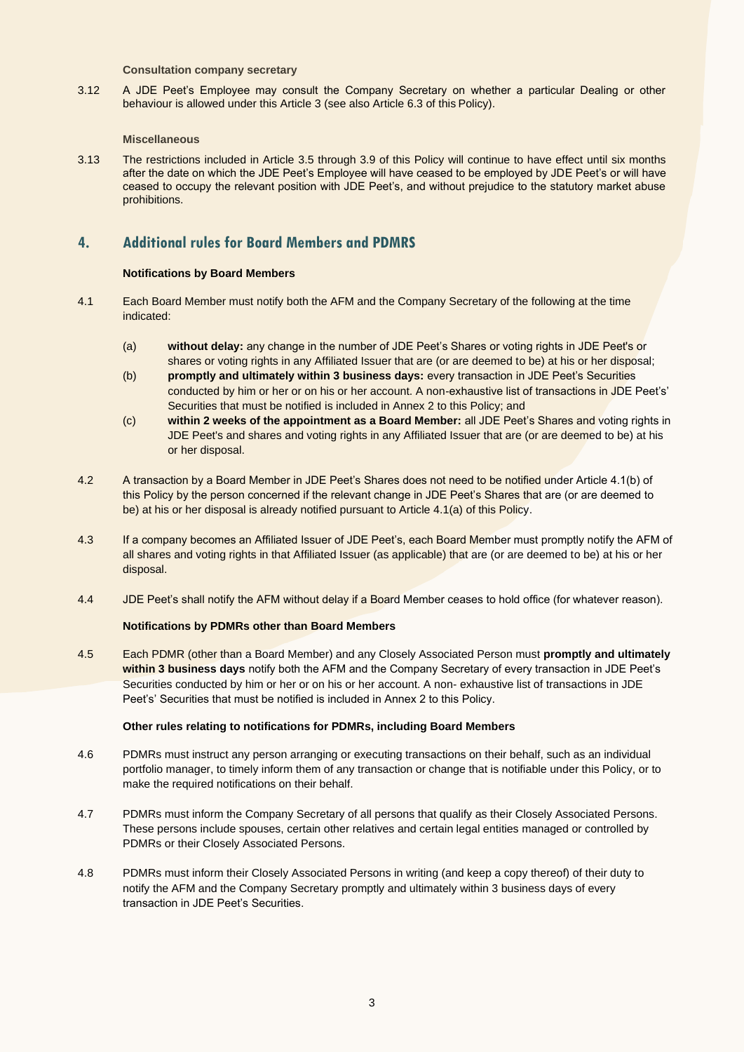**Consultation company secretary**

3.12 A JDE Peet's Employee may consult the Company Secretary on whether a particular Dealing or other behaviour is allowed under this Article 3 (see also Article 6.3 of this Policy).

**Miscellaneous**

3.13 The restrictions included in Article 3.5 through 3.9 of this Policy will continue to have effect until six months after the date on which the JDE Peet's Employee will have ceased to be employed by JDE Peet's or will have ceased to occupy the relevant position with JDE Peet's, and without prejudice to the statutory market abuse prohibitions.

## 4. Additional rules for Board Members and PDMRS

**Notifications by Board Members**

4.1 Each Board Member must notify both the AFM and the Company Secretary of the following at the time indicated:

(a) **without delay:** any change in the number of JDE Peet's Shares or voting rights in JDE Peet's or shares or voting rights in any Affiliated Issuer that are (or are deemed to be) at his or her disposal;

(b) **promptly and ultimately within 3 business days:** every transaction in JDE Peet's Securities conducted by him or her or on his or her account. A non-exhaustive list of transactions in JDE Peet's' Securities that must be notified is included in Annex 2 to this Policy; and

(c) **within 2 weeks of the appointment as a Board Member:** all JDE Peet's Shares and voting rights in JDE Peet's and shares and voting rights in any Affiliated Issuer that are (or are deemed to be) at his or her disposal.

4.2 A transaction by a Board Member in JDE Peet's Shares does not need to be notified under Article 4.1(b) of this Policy by the person concerned if the relevant change in JDE Peet's Shares that are (or are deemed to be) at his or her disposal is already notified pursuant to Article 4.1(a) of this Policy.

4.3 If a company becomes an Affiliated Issuer of JDE Peet's, each Board Member must promptly notify the AFM of all shares and voting rights in that Affiliated Issuer (as applicable) that are (or are deemed to be) at his or her disposal.

4.4 JDE Peet's shall notify the AFM without delay if a Board Member ceases to hold office (for whatever reason).

**Notifications by PDMRs other than Board Members**

4.5 Each PDMR (other than a Board Member) and any Closely Associated Person must **promptly and ultimately within 3 business days** notify both the AFM and the Company Secretary of every transaction in JDE Peet's Securities conducted by him or her or on his or her account. A non- exhaustive list of transactions in JDE Peet's' Securities that must be notified is included in Annex 2 to this Policy.

**Other rules relating to notifications for PDMRs, including Board Members**

4.6 PDMRs must instruct any person arranging or executing transactions on their behalf, such as an individual portfolio manager, to timely inform them of any transaction or change that is notifiable under this Policy, or to make the required notifications on their behalf.

4.7 PDMRs must inform the Company Secretary of all persons that qualify as their Closely Associated Persons. These persons include spouses, certain other relatives and certain legal entities managed or controlled by PDMRs or their Closely Associated Persons.

4.8 PDMRs must inform their Closely Associated Persons in writing (and keep a copy thereof) of their duty to notify the AFM and the Company Secretary promptly and ultimately within 3 business days of every transaction in JDE Peet's Securities.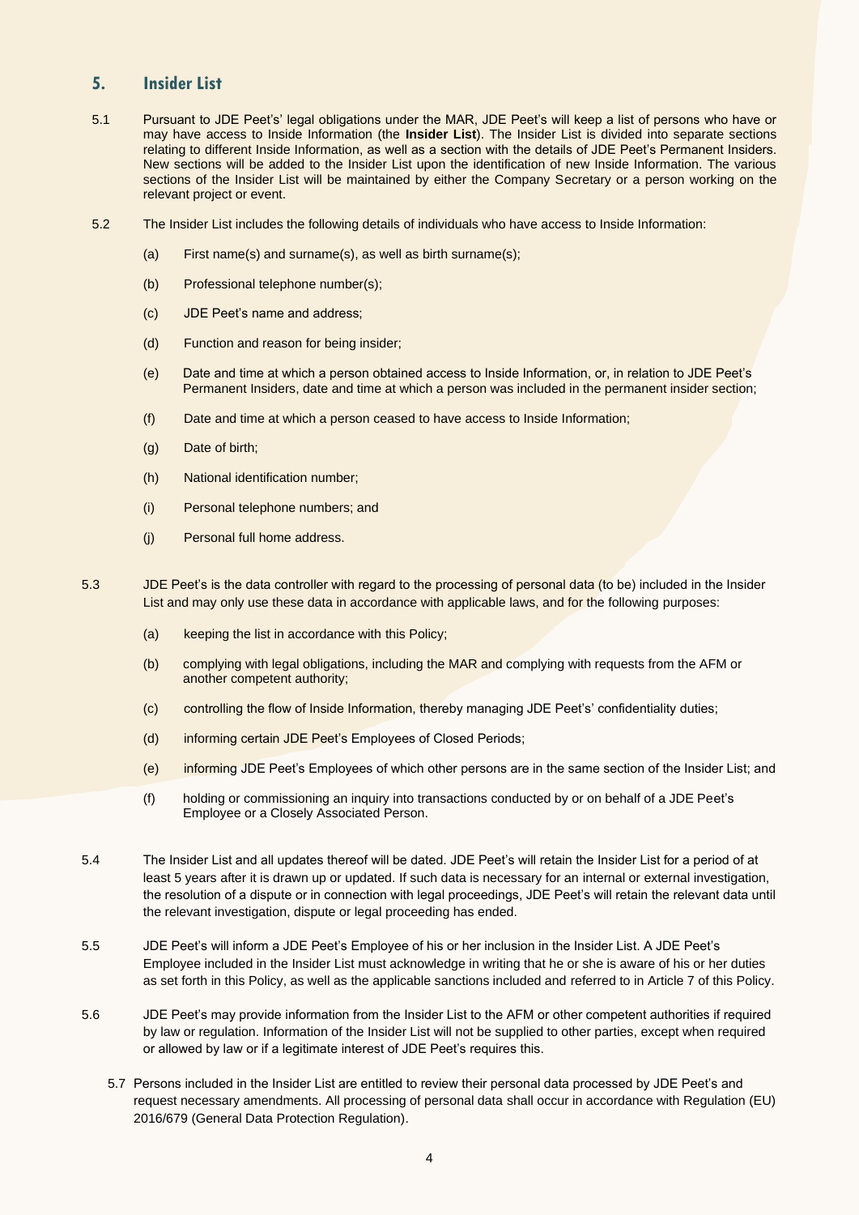## 5. Insider List

5.1 Pursuant to JDE Peet's' legal obligations under the MAR, JDE Peet's will keep a list of persons who have or may have access to Inside Information (the **Insider List**). The Insider List is divided into separate sections relating to different Inside Information, as well as a section with the details of JDE Peet's Permanent Insiders. New sections will be added to the Insider List upon the identification of new Inside Information. The various sections of the Insider List will be maintained by either the Company Secretary or a person working on the relevant project or event.

5.2 The Insider List includes the following details of individuals who have access to Inside Information:

(a) First name(s) and surname(s), as well as birth surname(s);

(b) Professional telephone number(s);

(c) JDE Peet's name and address;

(d) Function and reason for being insider;

(e) Date and time at which a person obtained access to Inside Information, or, in relation to JDE Peet's Permanent Insiders, date and time at which a person was included in the permanent insider section;

(f) Date and time at which a person ceased to have access to Inside Information;

(g) Date of birth;

(h) National identification number;

(i) Personal telephone numbers; and

(j) Personal full home address.

5.3 JDE Peet's is the data controller with regard to the processing of personal data (to be) included in the Insider List and may only use these data in accordance with applicable laws, and for the following purposes:

(a) keeping the list in accordance with this Policy;

(b) complying with legal obligations, including the MAR and complying with requests from the AFM or another competent authority;

(c) controlling the flow of Inside Information, thereby managing JDE Peet's' confidentiality duties;

(d) informing certain JDE Peet's Employees of Closed Periods;

(e) informing JDE Peet's Employees of which other persons are in the same section of the Insider List; and

(f) holding or commissioning an inquiry into transactions conducted by or on behalf of a JDE Peet's Employee or a Closely Associated Person.

5.4 The Insider List and all updates thereof will be dated. JDE Peet's will retain the Insider List for a period of at least 5 years after it is drawn up or updated. If such data is necessary for an internal or external investigation, the resolution of a dispute or in connection with legal proceedings, JDE Peet's will retain the relevant data until the relevant investigation, dispute or legal proceeding has ended.

5.5 JDE Peet's will inform a JDE Peet's Employee of his or her inclusion in the Insider List. A JDE Peet's Employee included in the Insider List must acknowledge in writing that he or she is aware of his or her duties as set forth in this Policy, as well as the applicable sanctions included and referred to in Article 7 of this Policy.

5.6 JDE Peet's may provide information from the Insider List to the AFM or other competent authorities if required by law or regulation. Information of the Insider List will not be supplied to other parties, except when required or allowed by law or if a legitimate interest of JDE Peet's requires this.

5.7 Persons included in the Insider List are entitled to review their personal data processed by JDE Peet's and request necessary amendments. All processing of personal data shall occur in accordance with Regulation (EU) 2016/679 (General Data Protection Regulation).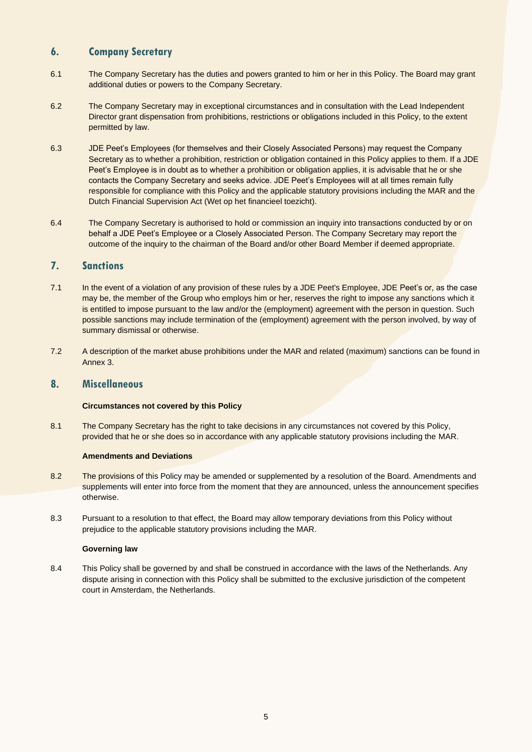## 6. Company Secretary

6.1 The Company Secretary has the duties and powers granted to him or her in this Policy. The Board may grant additional duties or powers to the Company Secretary.

6.2 The Company Secretary may in exceptional circumstances and in consultation with the Lead Independent Director grant dispensation from prohibitions, restrictions or obligations included in this Policy, to the extent permitted by law.

6.3 JDE Peet's Employees (for themselves and their Closely Associated Persons) may request the Company Secretary as to whether a prohibition, restriction or obligation contained in this Policy applies to them. If a JDE Peet's Employee is in doubt as to whether a prohibition or obligation applies, it is advisable that he or she contacts the Company Secretary and seeks advice. JDE Peet's Employees will at all times remain fully responsible for compliance with this Policy and the applicable statutory provisions including the MAR and the Dutch Financial Supervision Act (Wet op het financieel toezicht).

6.4 The Company Secretary is authorised to hold or commission an inquiry into transactions conducted by or on behalf a JDE Peet's Employee or a Closely Associated Person. The Company Secretary may report the outcome of the inquiry to the chairman of the Board and/or other Board Member if deemed appropriate.

## 7. Sanctions

7.1 In the event of a violation of any provision of these rules by a JDE Peet's Employee, JDE Peet's or, as the case may be, the member of the Group who employs him or her, reserves the right to impose any sanctions which it is entitled to impose pursuant to the law and/or the (employment) agreement with the person in question. Such possible sanctions may include termination of the (employment) agreement with the person involved, by way of summary dismissal or otherwise.

7.2 A description of the market abuse prohibitions under the MAR and related (maximum) sanctions can be found in Annex 3.

## 8. Miscellaneous

**Circumstances not covered by this Policy**

8.1 The Company Secretary has the right to take decisions in any circumstances not covered by this Policy, provided that he or she does so in accordance with any applicable statutory provisions including the MAR.

**Amendments and Deviations**

8.2 The provisions of this Policy may be amended or supplemented by a resolution of the Board. Amendments and supplements will enter into force from the moment that they are announced, unless the announcement specifies otherwise.

8.3 Pursuant to a resolution to that effect, the Board may allow temporary deviations from this Policy without prejudice to the applicable statutory provisions including the MAR.

**Governing law**

8.4 This Policy shall be governed by and shall be construed in accordance with the laws of the Netherlands. Any dispute arising in connection with this Policy shall be submitted to the exclusive jurisdiction of the competent court in Amsterdam, the Netherlands.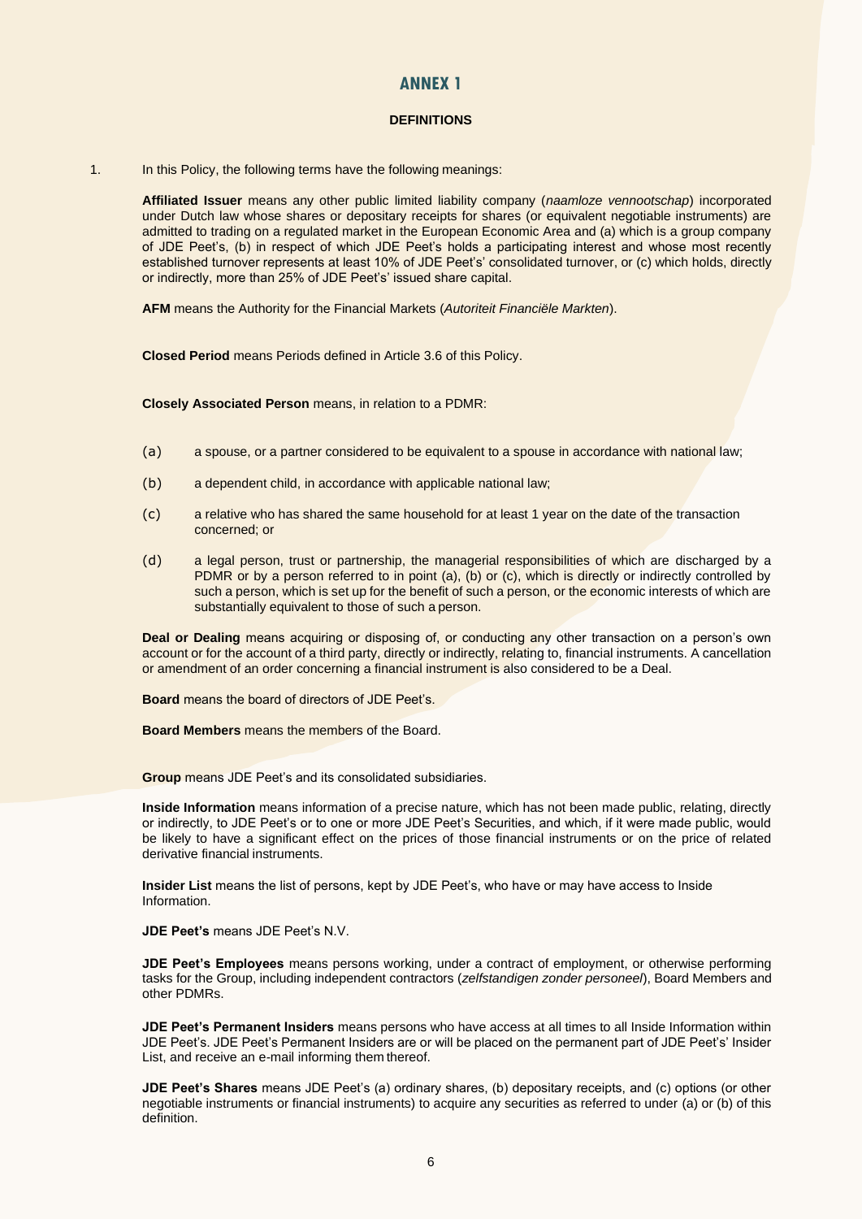# ANNEX 1

## DEFINITIONS

1. In this Policy, the following terms have the following meanings:

**Affiliated Issuer** means any other public limited liability company (*naamloze vennootschap*) incorporated under Dutch law whose shares or depositary receipts for shares (or equivalent negotiable instruments) are admitted to trading on a regulated market in the European Economic Area and (a) which is a group company of JDE Peet's, (b) in respect of which JDE Peet's holds a participating interest and whose most recently established turnover represents at least 10% of JDE Peet's' consolidated turnover, or (c) which holds, directly or indirectly, more than 25% of JDE Peet's' issued share capital.

**AFM** means the Authority for the Financial Markets (*Autoriteit Financiële Markten*).

**Closed Period** means Periods defined in Article 3.6 of this Policy.

**Closely Associated Person** means, in relation to a PDMR:

(a) a spouse, or a partner considered to be equivalent to a spouse in accordance with national law;

(b) a dependent child, in accordance with applicable national law;

(c) a relative who has shared the same household for at least 1 year on the date of the transaction concerned; or

(d) a legal person, trust or partnership, the managerial responsibilities of which are discharged by a PDMR or by a person referred to in point (a), (b) or (c), which is directly or indirectly controlled by such a person, which is set up for the benefit of such a person, or the economic interests of which are substantially equivalent to those of such a person.

**Deal or Dealing** means acquiring or disposing of, or conducting any other transaction on a person's own account or for the account of a third party, directly or indirectly, relating to, financial instruments. A cancellation or amendment of an order concerning a financial instrument is also considered to be a Deal.

**Board** means the board of directors of JDE Peet's.

**Board Members** means the members of the Board.

**Group** means JDE Peet's and its consolidated subsidiaries.

**Inside Information** means information of a precise nature, which has not been made public, relating, directly or indirectly, to JDE Peet's or to one or more JDE Peet's Securities, and which, if it were made public, would be likely to have a significant effect on the prices of those financial instruments or on the price of related derivative financial instruments.

**Insider List** means the list of persons, kept by JDE Peet's, who have or may have access to Inside Information.

**JDE Peet's** means JDE Peet's N.V.

**JDE Peet's Employees** means persons working, under a contract of employment, or otherwise performing tasks for the Group, including independent contractors (*zelfstandigen zonder personeel*), Board Members and other PDMRs.

**JDE Peet's Permanent Insiders** means persons who have access at all times to all Inside Information within JDE Peet's. JDE Peet's Permanent Insiders are or will be placed on the permanent part of JDE Peet's' Insider List, and receive an e-mail informing them thereof.

**JDE Peet's Shares** means JDE Peet's (a) ordinary shares, (b) depositary receipts, and (c) options (or other negotiable instruments or financial instruments) to acquire any securities as referred to under (a) or (b) of this definition.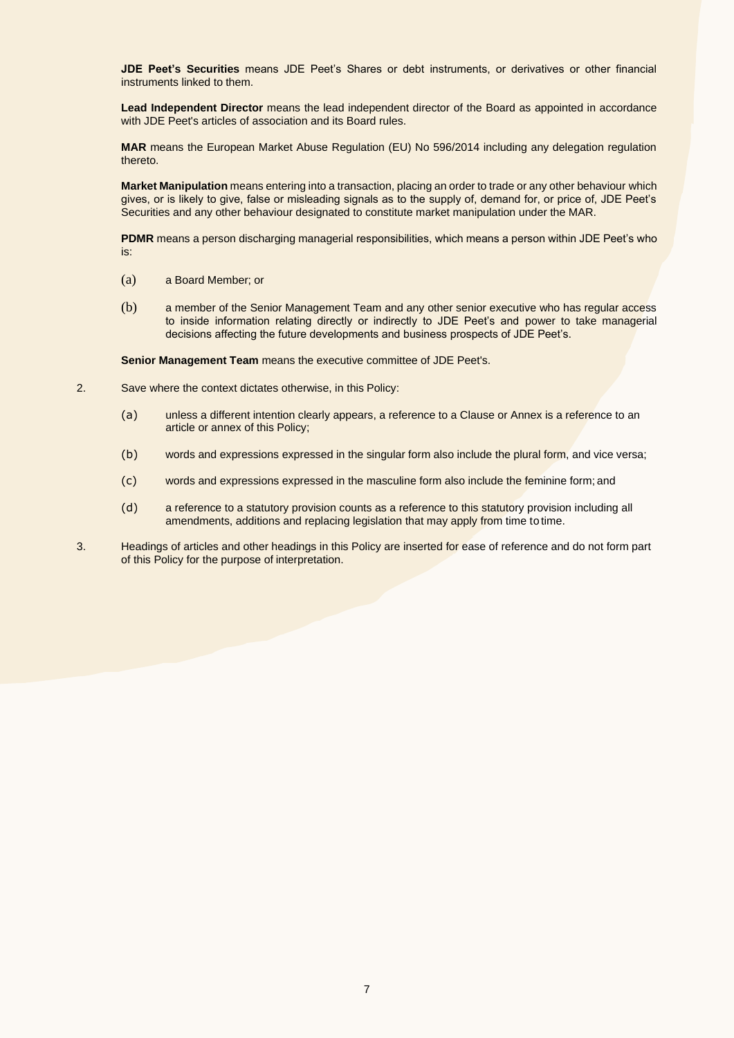**JDE Peet's Securities** means JDE Peet's Shares or debt instruments, or derivatives or other financial instruments linked to them.

**Lead Independent Director** means the lead independent director of the Board as appointed in accordance with JDE Peet's articles of association and its Board rules.

**MAR** means the European Market Abuse Regulation (EU) No 596/2014 including any delegation regulation thereto.

**Market Manipulation** means entering into a transaction, placing an order to trade or any other behaviour which gives, or is likely to give, false or misleading signals as to the supply of, demand for, or price of, JDE Peet's Securities and any other behaviour designated to constitute market manipulation under the MAR.

**PDMR** means a person discharging managerial responsibilities, which means a person within JDE Peet's who is:

(a) a Board Member; or

(b) a member of the Senior Management Team and any other senior executive who has regular access to inside information relating directly or indirectly to JDE Peet's and power to take managerial decisions affecting the future developments and business prospects of JDE Peet's.

**Senior Management Team** means the executive committee of JDE Peet's.

2. Save where the context dictates otherwise, in this Policy:

   (a) unless a different intention clearly appears, a reference to a Clause or Annex is a reference to an article or annex of this Policy;

   (b) words and expressions expressed in the singular form also include the plural form, and vice versa;

   (c) words and expressions expressed in the masculine form also include the feminine form; and

   (d) a reference to a statutory provision counts as a reference to this statutory provision including all amendments, additions and replacing legislation that may apply from time to time.

3. Headings of articles and other headings in this Policy are inserted for ease of reference and do not form part of this Policy for the purpose of interpretation.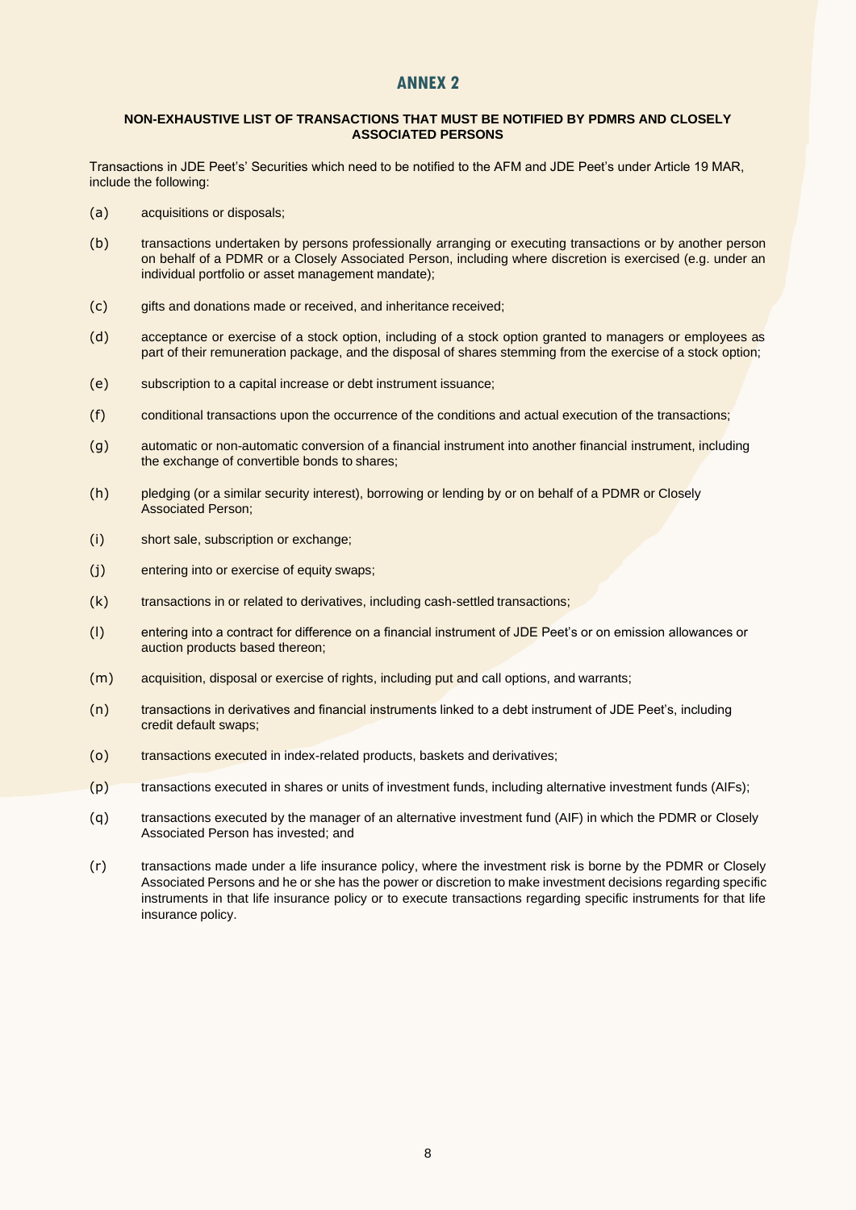# ANNEX 2

**NON-EXHAUSTIVE LIST OF TRANSACTIONS THAT MUST BE NOTIFIED BY PDMRS AND CLOSELY ASSOCIATED PERSONS**

Transactions in JDE Peet's' Securities which need to be notified to the AFM and JDE Peet's under Article 19 MAR, include the following:

(a) acquisitions or disposals;

(b) transactions undertaken by persons professionally arranging or executing transactions or by another person on behalf of a PDMR or a Closely Associated Person, including where discretion is exercised (e.g. under an individual portfolio or asset management mandate);

(c) gifts and donations made or received, and inheritance received;

(d) acceptance or exercise of a stock option, including of a stock option granted to managers or employees as part of their remuneration package, and the disposal of shares stemming from the exercise of a stock option;

(e) subscription to a capital increase or debt instrument issuance;

(f) conditional transactions upon the occurrence of the conditions and actual execution of the transactions;

(g) automatic or non-automatic conversion of a financial instrument into another financial instrument, including the exchange of convertible bonds to shares;

(h) pledging (or a similar security interest), borrowing or lending by or on behalf of a PDMR or Closely Associated Person;

(i) short sale, subscription or exchange;

(j) entering into or exercise of equity swaps;

(k) transactions in or related to derivatives, including cash-settled transactions;

(l) entering into a contract for difference on a financial instrument of JDE Peet's or on emission allowances or auction products based thereon;

(m) acquisition, disposal or exercise of rights, including put and call options, and warrants;

(n) transactions in derivatives and financial instruments linked to a debt instrument of JDE Peet's, including credit default swaps;

(o) transactions executed in index-related products, baskets and derivatives;

(p) transactions executed in shares or units of investment funds, including alternative investment funds (AIFs);

(q) transactions executed by the manager of an alternative investment fund (AIF) in which the PDMR or Closely Associated Person has invested; and

(r) transactions made under a life insurance policy, where the investment risk is borne by the PDMR or Closely Associated Persons and he or she has the power or discretion to make investment decisions regarding specific instruments in that life insurance policy or to execute transactions regarding specific instruments for that life insurance policy.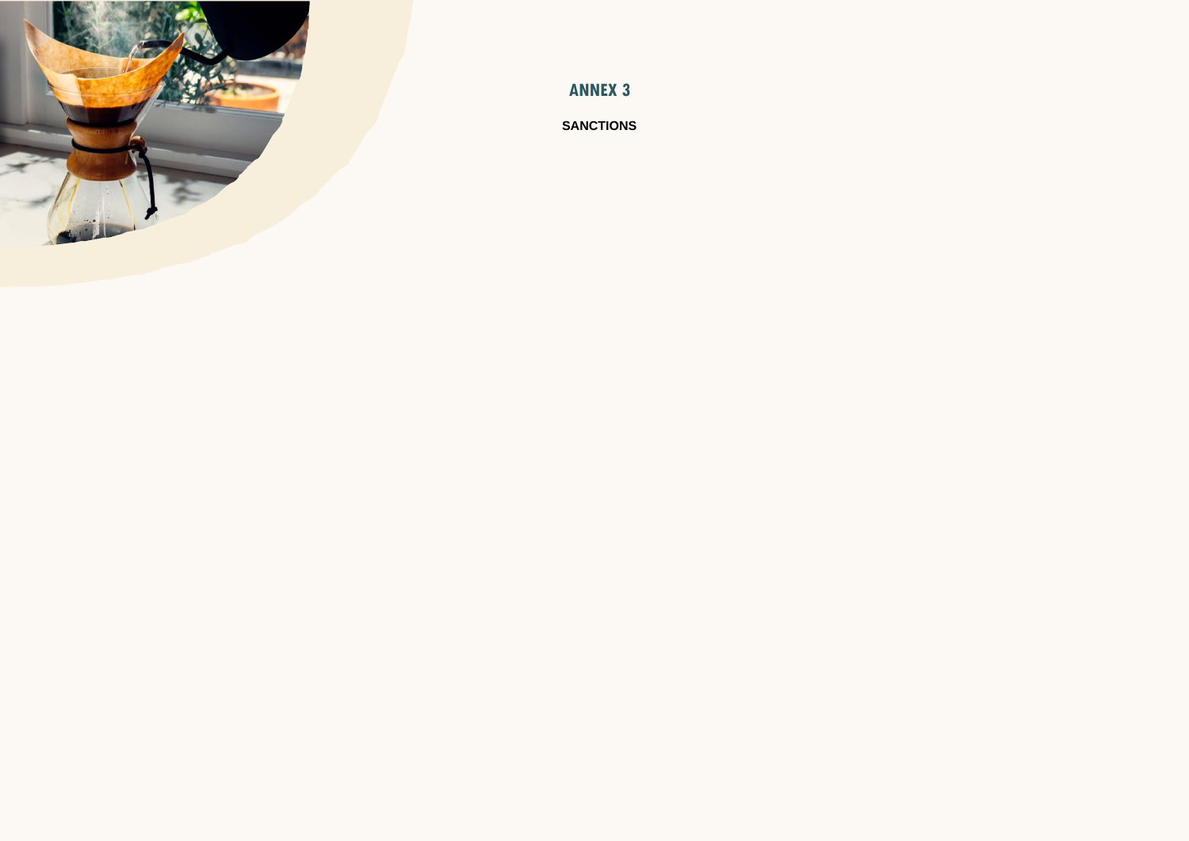## ANNEX 3

**SANCTIONS**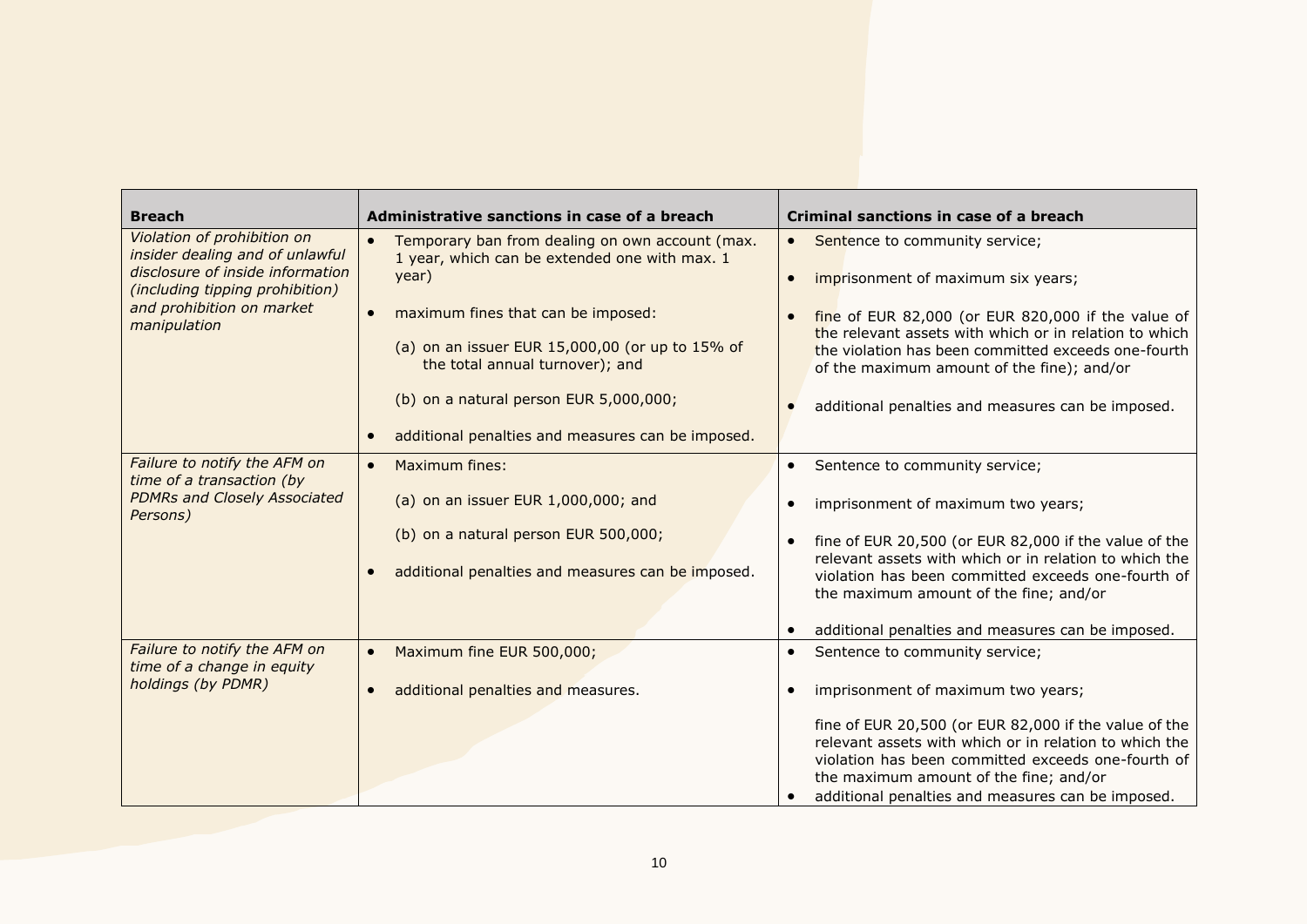| Breach | Administrative sanctions in case of a breach | Criminal sanctions in case of a breach |
|---|---|---|
| *Violation of prohibition on insider dealing and of unlawful disclosure of inside information (including tipping prohibition) and prohibition on market manipulation* | • Temporary ban from dealing on own account (max. 1 year, which can be extended one with max. 1 year)<br>• maximum fines that can be imposed:<br>(a) on an issuer EUR 15,000,00 (or up to 15% of the total annual turnover); and<br>(b) on a natural person EUR 5,000,000;<br>• additional penalties and measures can be imposed. | • Sentence to community service;<br>• imprisonment of maximum six years;<br>• fine of EUR 82,000 (or EUR 820,000 if the value of the relevant assets with which or in relation to which the violation has been committed exceeds one-fourth of the maximum amount of the fine); and/or<br>• additional penalties and measures can be imposed. |
| *Failure to notify the AFM on time of a transaction (by PDMRs and Closely Associated Persons)* | • Maximum fines:<br>(a) on an issuer EUR 1,000,000; and<br>(b) on a natural person EUR 500,000;<br>• additional penalties and measures can be imposed. | • Sentence to community service;<br>• imprisonment of maximum two years;<br>• fine of EUR 20,500 (or EUR 82,000 if the value of the relevant assets with which or in relation to which the violation has been committed exceeds one-fourth of the maximum amount of the fine; and/or<br>• additional penalties and measures can be imposed. |
| *Failure to notify the AFM on time of a change in equity holdings (by PDMR)* | • Maximum fine EUR 500,000;<br>• additional penalties and measures. | • Sentence to community service;<br>• imprisonment of maximum two years;<br>fine of EUR 20,500 (or EUR 82,000 if the value of the relevant assets with which or in relation to which the violation has been committed exceeds one-fourth of the maximum amount of the fine; and/or<br>• additional penalties and measures can be imposed. |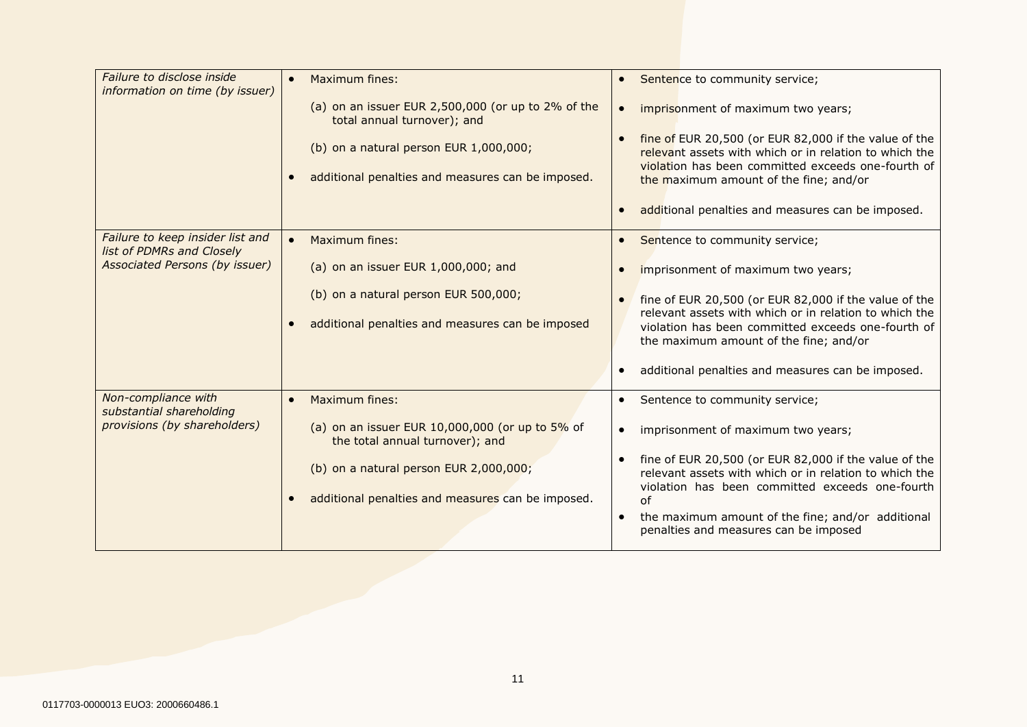| | | |
|---|---|---|
| *Failure to disclose inside information on time (by issuer)* | • Maximum fines:<br><br>(a) on an issuer EUR 2,500,000 (or up to 2% of the total annual turnover); and<br><br>(b) on a natural person EUR 1,000,000;<br><br>• additional penalties and measures can be imposed. | • Sentence to community service;<br><br>• imprisonment of maximum two years;<br><br>• fine of EUR 20,500 (or EUR 82,000 if the value of the relevant assets with which or in relation to which the violation has been committed exceeds one-fourth of the maximum amount of the fine; and/or<br><br>• additional penalties and measures can be imposed. |
| *Failure to keep insider list and list of PDMRs and Closely Associated Persons (by issuer)* | • Maximum fines:<br><br>(a) on an issuer EUR 1,000,000; and<br><br>(b) on a natural person EUR 500,000;<br><br>• additional penalties and measures can be imposed | • Sentence to community service;<br><br>• imprisonment of maximum two years;<br><br>• fine of EUR 20,500 (or EUR 82,000 if the value of the relevant assets with which or in relation to which the violation has been committed exceeds one-fourth of the maximum amount of the fine; and/or<br><br>• additional penalties and measures can be imposed. |
| *Non-compliance with substantial shareholding provisions (by shareholders)* | • Maximum fines:<br><br>(a) on an issuer EUR 10,000,000 (or up to 5% of the total annual turnover); and<br><br>(b) on a natural person EUR 2,000,000;<br><br>• additional penalties and measures can be imposed. | • Sentence to community service;<br><br>• imprisonment of maximum two years;<br><br>• fine of EUR 20,500 (or EUR 82,000 if the value of the relevant assets with which or in relation to which the violation has been committed exceeds one-fourth of<br><br>• the maximum amount of the fine; and/or additional penalties and measures can be imposed |

0117703-0000013 EUO3: 2000660486.1